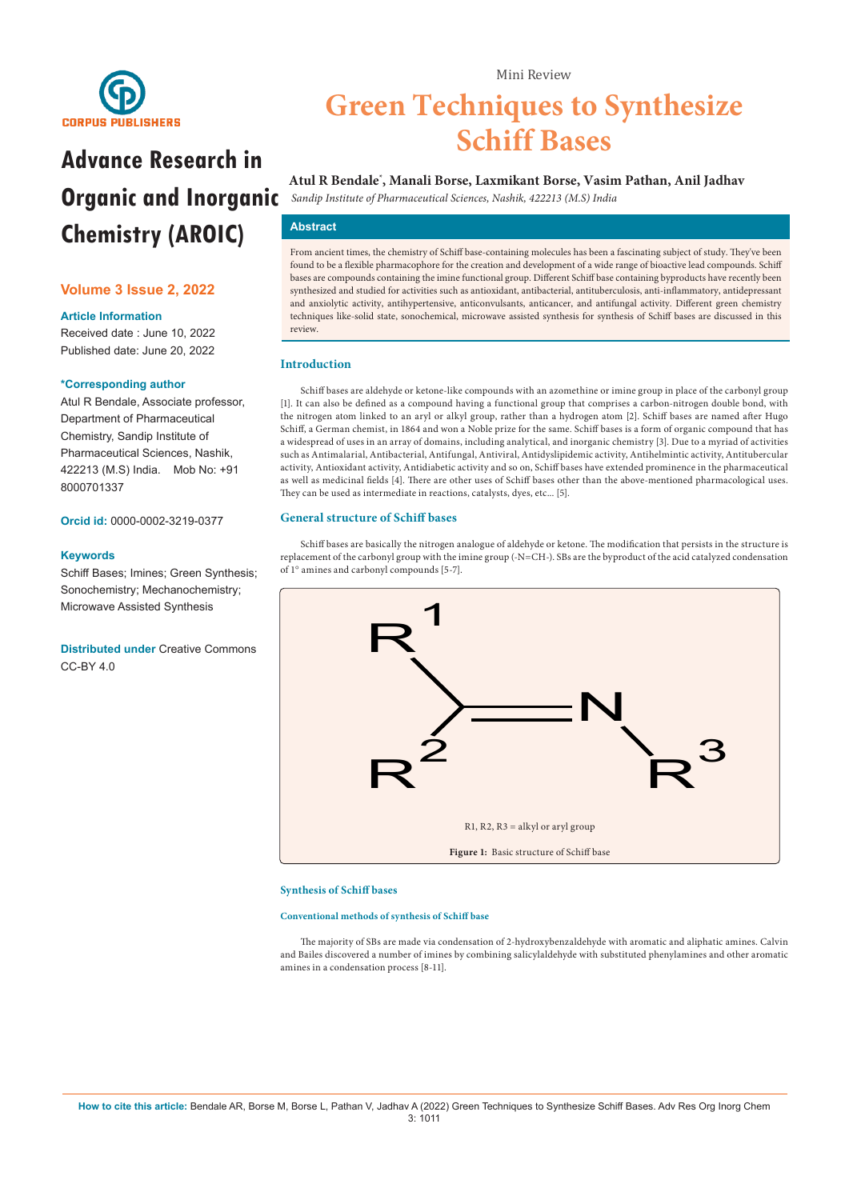Mini Review

# Green Techniques to Synthesize Schiff Bases

**Atul R Bendale*, Manali Borse, Laxmikant Borse, Vasim Pathan, Anil Jadhav**

*Sandip Institute of Pharmaceutical Sciences, Nashik, 422213 (M.S) India*

## Advance Research in Organic and Inorganic Chemistry (AROIC)

**Volume 3 Issue 2, 2022**

**Article Information**

Received date : June 10, 2022

Published date: June 20, 2022

**\*Corresponding author**

Atul R Bendale, Associate professor, Department of Pharmaceutical Chemistry, Sandip Institute of Pharmaceutical Sciences, Nashik, 422213 (M.S) India. Mob No: +91 8000701337

**Orcid id:** 0000-0002-3219-0377

**Keywords**

Schiff Bases; Imines; Green Synthesis; Sonochemistry; Mechanochemistry; Microwave Assisted Synthesis

**Distributed under** Creative Commons CC-BY 4.0

## Abstract

From ancient times, the chemistry of Schiff base-containing molecules has been a fascinating subject of study. They've been found to be a flexible pharmacophore for the creation and development of a wide range of bioactive lead compounds. Schiff bases are compounds containing the imine functional group. Different Schiff base containing byproducts have recently been synthesized and studied for activities such as antioxidant, antibacterial, antituberculosis, anti-inflammatory, antidepressant and anxiolytic activity, antihypertensive, anticonvulsants, anticancer, and antifungal activity. Different green chemistry techniques like-solid state, sonochemical, microwave assisted synthesis for synthesis of Schiff bases are discussed in this review.

## Introduction

Schiff bases are aldehyde or ketone-like compounds with an azomethine or imine group in place of the carbonyl group [1]. It can also be defined as a compound having a functional group that comprises a carbon-nitrogen double bond, with the nitrogen atom linked to an aryl or alkyl group, rather than a hydrogen atom [2]. Schiff bases are named after Hugo Schiff, a German chemist, in 1864 and won a Noble prize for the same. Schiff bases is a form of organic compound that has a widespread of uses in an array of domains, including analytical, and inorganic chemistry [3]. Due to a myriad of activities such as Antimalarial, Antibacterial, Antifungal, Antiviral, Antidyslipidemic activity, Antihelmintic activity, Antitubercular activity, Antioxidant activity, Antidiabetic activity and so on, Schiff bases have extended prominence in the pharmaceutical as well as medicinal fields [4]. There are other uses of Schiff bases other than the above-mentioned pharmacological uses. They can be used as intermediate in reactions, catalysts, dyes, etc... [5].

## General structure of Schiff bases

Schiff bases are basically the nitrogen analogue of aldehyde or ketone. The modification that persists in the structure is replacement of the carbonyl group with the imine group (-N=CH-). SBs are the byproduct of the acid catalyzed condensation of 1° amines and carbonyl compounds [5-7].

R1, R2, R3 = alkyl or aryl group

**Figure 1:** Basic structure of Schiff base

## Synthesis of Schiff bases

### Conventional methods of synthesis of Schiff base

The majority of SBs are made via condensation of 2-hydroxybenzaldehyde with aromatic and aliphatic amines. Calvin and Bailes discovered a number of imines by combining salicylaldehyde with substituted phenylamines and other aromatic amines in a condensation process [8-11].

**How to cite this article:** Bendale AR, Borse M, Borse L, Pathan V, Jadhav A (2022) Green Techniques to Synthesize Schiff Bases. Adv Res Org Inorg Chem 3: 1011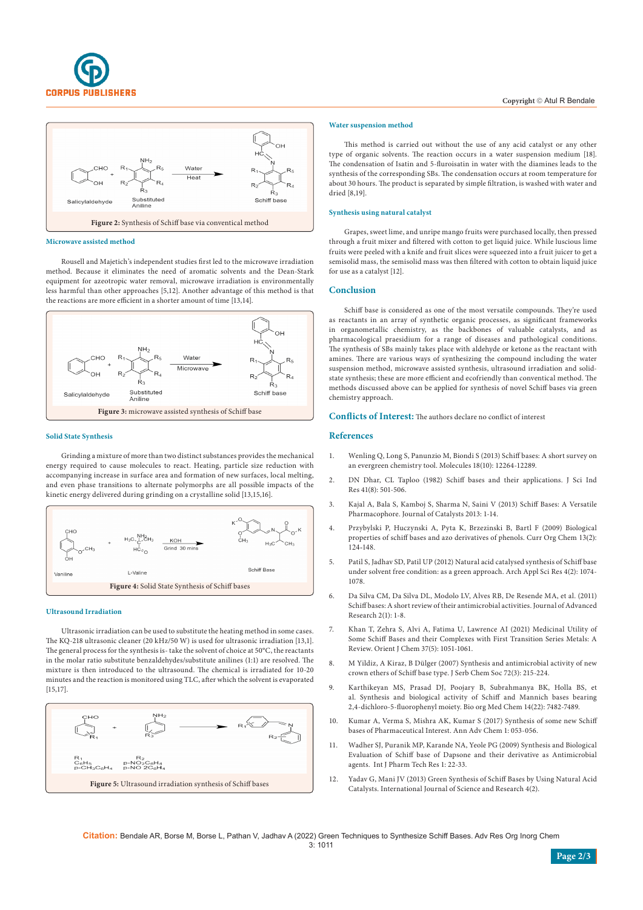Figure 2: Synthesis of Schiff base via conventical method

### Microwave assisted method

Rousell and Majetich's independent studies first led to the microwave irradiation method. Because it eliminates the need of aromatic solvents and the Dean-Stark equipment for azeotropic water removal, microwave irradiation is environmentally less harmful than other approaches [5,12]. Another advantage of this method is that the reactions are more efficient in a shorter amount of time [13,14].

Figure 3: microwave assisted synthesis of Schiff base

### Solid State Synthesis

Grinding a mixture of more than two distinct substances provides the mechanical energy required to cause molecules to react. Heating, particle size reduction with accompanying increase in surface area and formation of new surfaces, local melting, and even phase transitions to alternate polymorphs are all possible impacts of the kinetic energy delivered during grinding on a crystalline solid [13,15,16].

Figure 4: Solid State Synthesis of Schiff bases

### Ultrasound Irradiation

Ultrasonic irradiation can be used to substitute the heating method in some cases. The KQ-218 ultrasonic cleaner (20 kHz/50 W) is used for ultrasonic irradiation [13,1]. The general process for the synthesis is- take the solvent of choice at 50°C, the reactants in the molar ratio substitute benzaldehydes/substitute anilines (1:1) are resolved. The mixture is then introduced to the ultrasound. The chemical is irradiated for 10-20 minutes and the reaction is monitored using TLC, after which the solvent is evaporated [15,17].

Figure 5: Ultrasound irradiation synthesis of Schiff bases

### Water suspension method

This method is carried out without the use of any acid catalyst or any other type of organic solvents. The reaction occurs in a water suspension medium [18]. The condensation of Isatin and 5-fluroisatin in water with the diamines leads to the synthesis of the corresponding SBs. The condensation occurs at room temperature for about 30 hours. The product is separated by simple filtration, is washed with water and dried [8,19].

### Synthesis using natural catalyst

Grapes, sweet lime, and unripe mango fruits were purchased locally, then pressed through a fruit mixer and filtered with cotton to get liquid juice. While luscious lime fruits were peeled with a knife and fruit slices were squeezed into a fruit juicer to get a semisolid mass, the semisolid mass was then filtered with cotton to obtain liquid juice for use as a catalyst [12].

## Conclusion

Schiff base is considered as one of the most versatile compounds. They're used as reactants in an array of synthetic organic processes, as significant frameworks in organometallic chemistry, as the backbones of valuable catalysts, and as pharmacological praesidium for a range of diseases and pathological conditions. The synthesis of SBs mainly takes place with aldehyde or ketone as the reactant with amines. There are various ways of synthesizing the compound including the water suspension method, microwave assisted synthesis, ultrasound irradiation and solid-state synthesis; these are more efficient and ecofriendly than conventical method. The methods discussed above can be applied for synthesis of novel Schiff bases via green chemistry approach.

## Conflicts of Interest: The authors declare no conflict of interest

## References

1. Wenling Q, Long S, Panunzio M, Biondi S (2013) Schiff bases: A short survey on an evergreen chemistry tool. Molecules 18(10): 12264-12289.
2. DN Dhar, CL Taploo (1982) Schiff bases and their applications. J Sci Ind Res 41(8): 501-506.
3. Kajal A, Bala S, Kamboj S, Sharma N, Saini V (2013) Schiff Bases: A Versatile Pharmacophore. Journal of Catalysts 2013: 1-14.
4. Przybylski P, Huczynski A, Pyta K, Brzezinski B, Bartl F (2009) Biological properties of schiff bases and azo derivatives of phenols. Curr Org Chem 13(2): 124-148.
5. Patil S, Jadhav SD, Patil UP (2012) Natural acid catalysed synthesis of Schiff base under solvent free condition: as a green approach. Arch Appl Sci Res 4(2): 1074-1078.
6. Da Silva CM, Da Silva DL, Modolo LV, Alves RB, De Resende MA, et al. (2011) Schiff bases: A short review of their antimicrobial activities. Journal of Advanced Research 2(1): 1-8.
7. Khan T, Zehra S, Alvi A, Fatima U, Lawrence AI (2021) Medicinal Utility of Some Schiff Bases and their Complexes with First Transition Series Metals: A Review. Orient J Chem 37(5): 1051-1061.
8. M Yildiz, A Kiraz, B Dülger (2007) Synthesis and antimicrobial activity of new crown ethers of Schiff base type. J Serb Chem Soc 72(3): 215-224.
9. Karthikeyan MS, Prasad DJ, Poojary B, Subrahmanya BK, Holla BS, et al. Synthesis and biological activity of Schiff and Mannich bases bearing 2,4-dichloro-5-fluorophenyl moiety. Bio org Med Chem 14(22): 7482-7489.
10. Kumar A, Verma S, Mishra AK, Kumar S (2017) Synthesis of some new Schiff bases of Pharmaceutical Interest. Ann Adv Chem 1: 053-056.
11. Wadher SJ, Puranik MP, Karande NA, Yeole PG (2009) Synthesis and Biological Evaluation of Schiff base of Dapsone and their derivative as Antimicrobial agents. Int J Pharm Tech Res 1: 22-33.
12. Yadav G, Mani JV (2013) Green Synthesis of Schiff Bases by Using Natural Acid Catalysts. International Journal of Science and Research 4(2).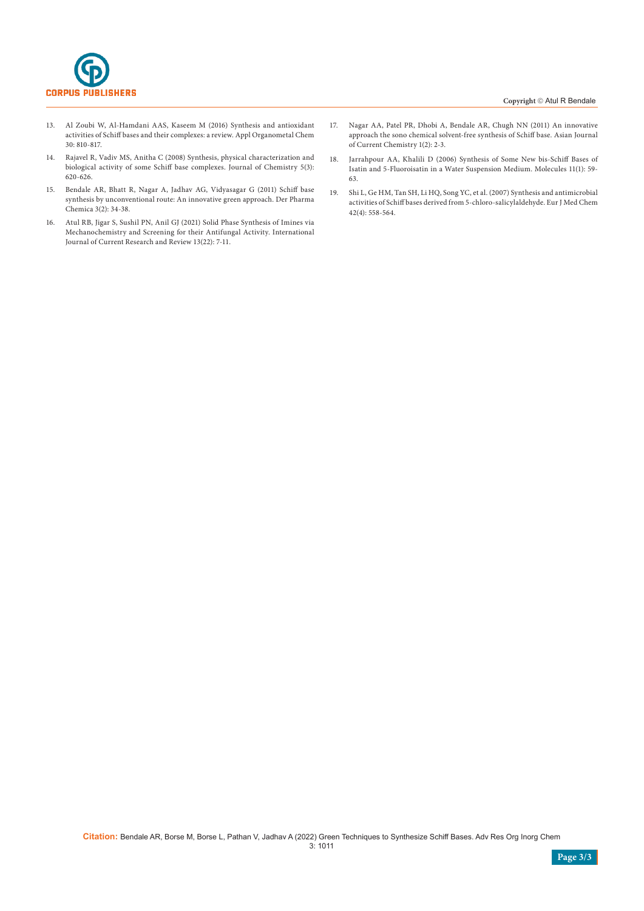13. Al Zoubi W, Al-Hamdani AAS, Kaseem M (2016) Synthesis and antioxidant activities of Schiff bases and their complexes: a review. Appl Organometal Chem 30: 810-817.
14. Rajavel R, Vadiv MS, Anitha C (2008) Synthesis, physical characterization and biological activity of some Schiff base complexes. Journal of Chemistry 5(3): 620-626.
15. Bendale AR, Bhatt R, Nagar A, Jadhav AG, Vidyasagar G (2011) Schiff base synthesis by unconventional route: An innovative green approach. Der Pharma Chemica 3(2): 34-38.
16. Atul RB, Jigar S, Sushil PN, Anil GJ (2021) Solid Phase Synthesis of Imines via Mechanochemistry and Screening for their Antifungal Activity. International Journal of Current Research and Review 13(22): 7-11.
17. Nagar AA, Patel PR, Dhobi A, Bendale AR, Chugh NN (2011) An innovative approach the sono chemical solvent-free synthesis of Schiff base. Asian Journal of Current Chemistry 1(2): 2-3.
18. Jarrahpour AA, Khalili D (2006) Synthesis of Some New bis-Schiff Bases of Isatin and 5-Fluoroisatin in a Water Suspension Medium. Molecules 11(1): 59-63.
19. Shi L, Ge HM, Tan SH, Li HQ, Song YC, et al. (2007) Synthesis and antimicrobial activities of Schiff bases derived from 5-chloro-salicylaldehyde. Eur J Med Chem 42(4): 558-564.